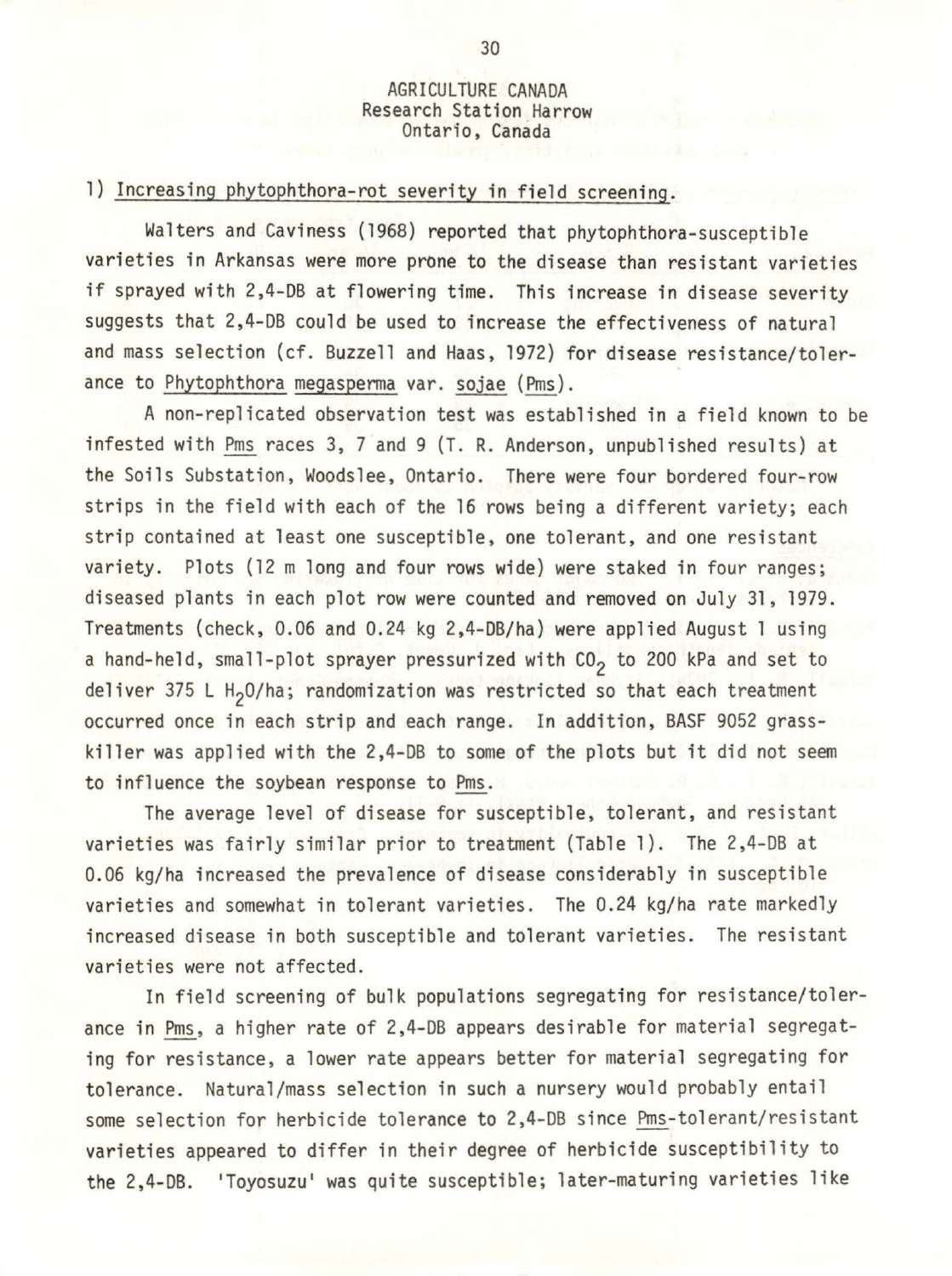AGRICULTURE CANADA
Research Station Harrow
Ontario, Canada

1) Increasing phytophthora-rot severity in field screening.

Walters and Caviness (1968) reported that phytophthora-susceptible varieties in Arkansas were more prone to the disease than resistant varieties if sprayed with 2,4-DB at flowering time. This increase in disease severity suggests that 2,4-DB could be used to increase the effectiveness of natural and mass selection (cf. Buzzell and Haas, 1972) for disease resistance/tolerance to *Phytophthora megasperma* var. *sojae* (*Pms*).

A non-replicated observation test was established in a field known to be infested with *Pms* races 3, 7 and 9 (T. R. Anderson, unpublished results) at the Soils Substation, Woodslee, Ontario. There were four bordered four-row strips in the field with each of the 16 rows being a different variety; each strip contained at least one susceptible, one tolerant, and one resistant variety. Plots (12 m long and four rows wide) were staked in four ranges; diseased plants in each plot row were counted and removed on July 31, 1979. Treatments (check, 0.06 and 0.24 kg 2,4-DB/ha) were applied August 1 using a hand-held, small-plot sprayer pressurized with $CO_2$ to 200 kPa and set to deliver 375 L $H_2O$/ha; randomization was restricted so that each treatment occurred once in each strip and each range. In addition, BASF 9052 grass-killer was applied with the 2,4-DB to some of the plots but it did not seem to influence the soybean response to *Pms*.

The average level of disease for susceptible, tolerant, and resistant varieties was fairly similar prior to treatment (Table 1). The 2,4-DB at 0.06 kg/ha increased the prevalence of disease considerably in susceptible varieties and somewhat in tolerant varieties. The 0.24 kg/ha rate markedly increased disease in both susceptible and tolerant varieties. The resistant varieties were not affected.

In field screening of bulk populations segregating for resistance/tolerance in *Pms*, a higher rate of 2,4-DB appears desirable for material segregating for resistance, a lower rate appears better for material segregating for tolerance. Natural/mass selection in such a nursery would probably entail some selection for herbicide tolerance to 2,4-DB since *Pms*-tolerant/resistant varieties appeared to differ in their degree of herbicide susceptibility to the 2,4-DB. 'Toyosuzu' was quite susceptible; later-maturing varieties like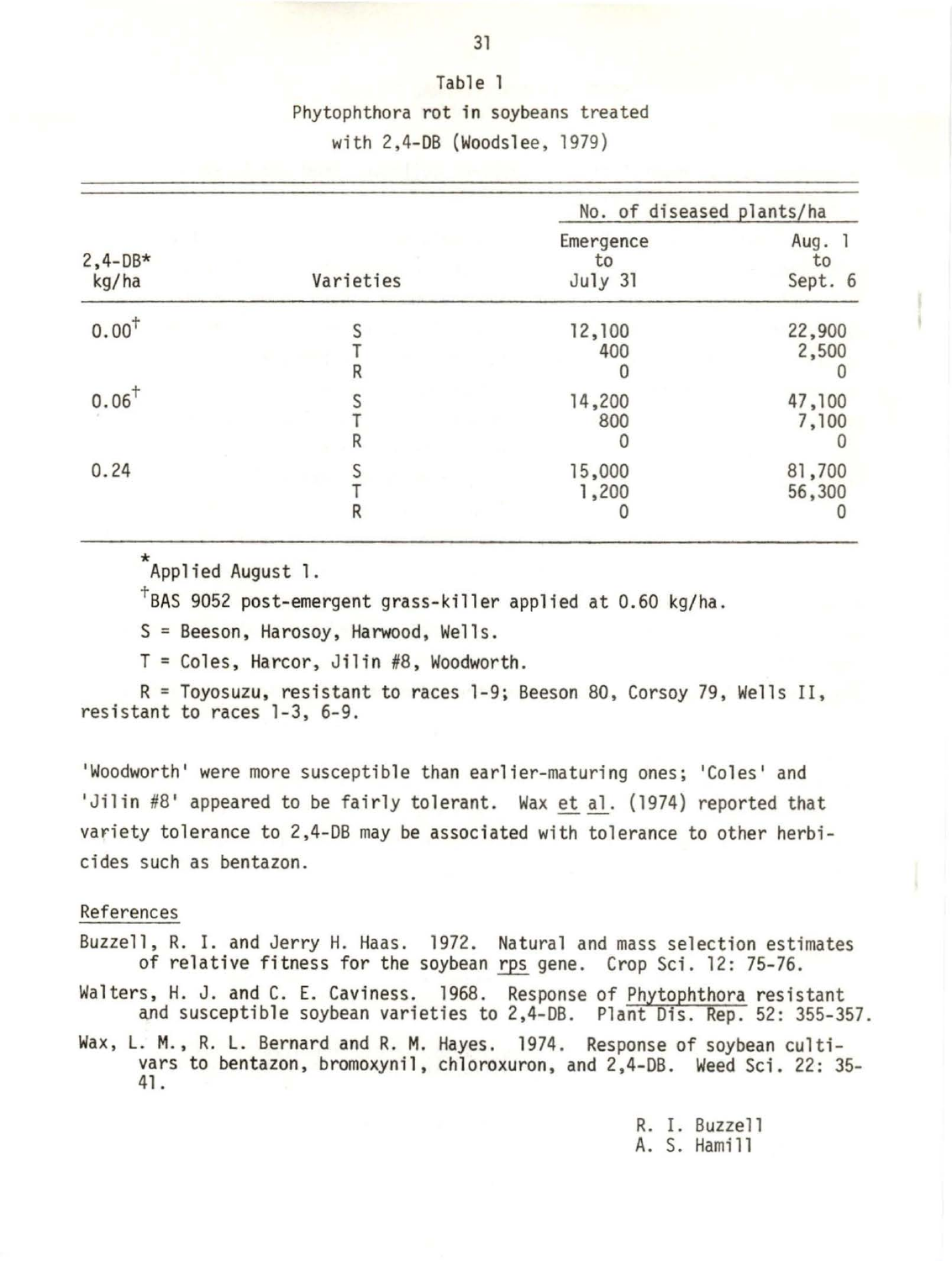Table 1

Phytophthora rot in soybeans treated with 2,4-DB (Woodslee, 1979)

| 2,4-DB* kg/ha | Varieties | No. of diseased plants/ha | |
|---|---|---|---|
| | | Emergence to July 31 | Aug. 1 to Sept. 6 |
| 0.00† | S | 12,100 | 22,900 |
| | T | 400 | 2,500 |
| | R | 0 | 0 |
| 0.06† | S | 14,200 | 47,100 |
| | T | 800 | 7,100 |
| | R | 0 | 0 |
| 0.24 | S | 15,000 | 81,700 |
| | T | 1,200 | 56,300 |
| | R | 0 | 0 |

*Applied August 1.

†BAS 9052 post-emergent grass-killer applied at 0.60 kg/ha.

S = Beeson, Harosoy, Harwood, Wells.

T = Coles, Harcor, Jilin #8, Woodworth.

R = Toyosuzu, resistant to races 1-9; Beeson 80, Corsoy 79, Wells II, resistant to races 1-3, 6-9.

'Woodworth' were more susceptible than earlier-maturing ones; 'Coles' and 'Jilin #8' appeared to be fairly tolerant. Wax *et al.* (1974) reported that variety tolerance to 2,4-DB may be associated with tolerance to other herbicides such as bentazon.

## References

Buzzell, R. I. and Jerry H. Haas. 1972. Natural and mass selection estimates of relative fitness for the soybean *rps* gene. Crop Sci. 12: 75-76.

Walters, H. J. and C. E. Caviness. 1968. Response of *Phytophthora* resistant and susceptible soybean varieties to 2,4-DB. *Plant Dis. Rep.* 52: 355-357.

Wax, L. M., R. L. Bernard and R. M. Hayes. 1974. Response of soybean cultivars to bentazon, bromoxynil, chloroxuron, and 2,4-DB. Weed Sci. 22: 35-41.

R. I. Buzzell
A. S. Hamill